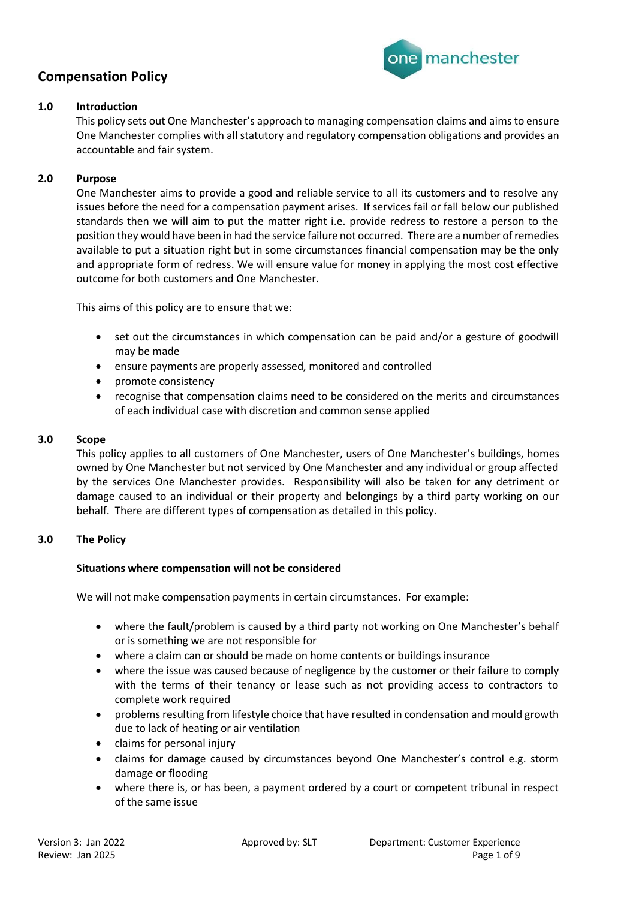# Compensation Policy

## 1.0 Introduction

This policy sets out One Manchester's approach to managing compensation claims and aims to ensure One Manchester complies with all statutory and regulatory compensation obligations and provides an accountable and fair system.

## 2.0 Purpose

One Manchester aims to provide a good and reliable service to all its customers and to resolve any issues before the need for a compensation payment arises. If services fail or fall below our published standards then we will aim to put the matter right i.e. provide redress to restore a person to the position they would have been in had the service failure not occurred. There are a number of remedies available to put a situation right but in some circumstances financial compensation may be the only and appropriate form of redress. We will ensure value for money in applying the most cost effective outcome for both customers and One Manchester.

This aims of this policy are to ensure that we:

- set out the circumstances in which compensation can be paid and/or a gesture of goodwill may be made
- ensure payments are properly assessed, monitored and controlled
- promote consistency
- recognise that compensation claims need to be considered on the merits and circumstances of each individual case with discretion and common sense applied

## 3.0 Scope

This policy applies to all customers of One Manchester, users of One Manchester's buildings, homes owned by One Manchester but not serviced by One Manchester and any individual or group affected by the services One Manchester provides. Responsibility will also be taken for any detriment or damage caused to an individual or their property and belongings by a third party working on our behalf. There are different types of compensation as detailed in this policy.

## 3.0 The Policy

**Situations where compensation will not be considered**

We will not make compensation payments in certain circumstances. For example:

- where the fault/problem is caused by a third party not working on One Manchester's behalf or is something we are not responsible for
- where a claim can or should be made on home contents or buildings insurance
- where the issue was caused because of negligence by the customer or their failure to comply with the terms of their tenancy or lease such as not providing access to contractors to complete work required
- problems resulting from lifestyle choice that have resulted in condensation and mould growth due to lack of heating or air ventilation
- claims for personal injury
- claims for damage caused by circumstances beyond One Manchester's control e.g. storm damage or flooding
- where there is, or has been, a payment ordered by a court or competent tribunal in respect of the same issue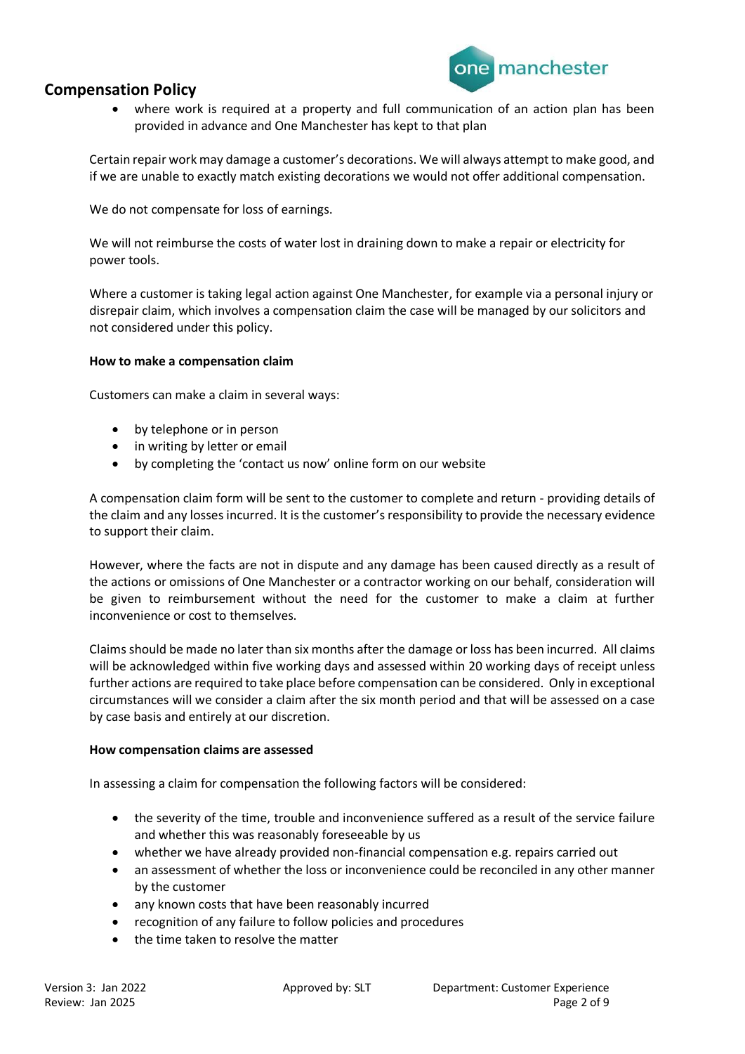- where work is required at a property and full communication of an action plan has been provided in advance and One Manchester has kept to that plan

Certain repair work may damage a customer's decorations. We will always attempt to make good, and if we are unable to exactly match existing decorations we would not offer additional compensation.

We do not compensate for loss of earnings.

We will not reimburse the costs of water lost in draining down to make a repair or electricity for power tools.

Where a customer is taking legal action against One Manchester, for example via a personal injury or disrepair claim, which involves a compensation claim the case will be managed by our solicitors and not considered under this policy.

**How to make a compensation claim**

Customers can make a claim in several ways:

- by telephone or in person
- in writing by letter or email
- by completing the 'contact us now' online form on our website

A compensation claim form will be sent to the customer to complete and return - providing details of the claim and any losses incurred. It is the customer's responsibility to provide the necessary evidence to support their claim.

However, where the facts are not in dispute and any damage has been caused directly as a result of the actions or omissions of One Manchester or a contractor working on our behalf, consideration will be given to reimbursement without the need for the customer to make a claim at further inconvenience or cost to themselves.

Claims should be made no later than six months after the damage or loss has been incurred. All claims will be acknowledged within five working days and assessed within 20 working days of receipt unless further actions are required to take place before compensation can be considered. Only in exceptional circumstances will we consider a claim after the six month period and that will be assessed on a case by case basis and entirely at our discretion.

**How compensation claims are assessed**

In assessing a claim for compensation the following factors will be considered:

- the severity of the time, trouble and inconvenience suffered as a result of the service failure and whether this was reasonably foreseeable by us
- whether we have already provided non-financial compensation e.g. repairs carried out
- an assessment of whether the loss or inconvenience could be reconciled in any other manner by the customer
- any known costs that have been reasonably incurred
- recognition of any failure to follow policies and procedures
- the time taken to resolve the matter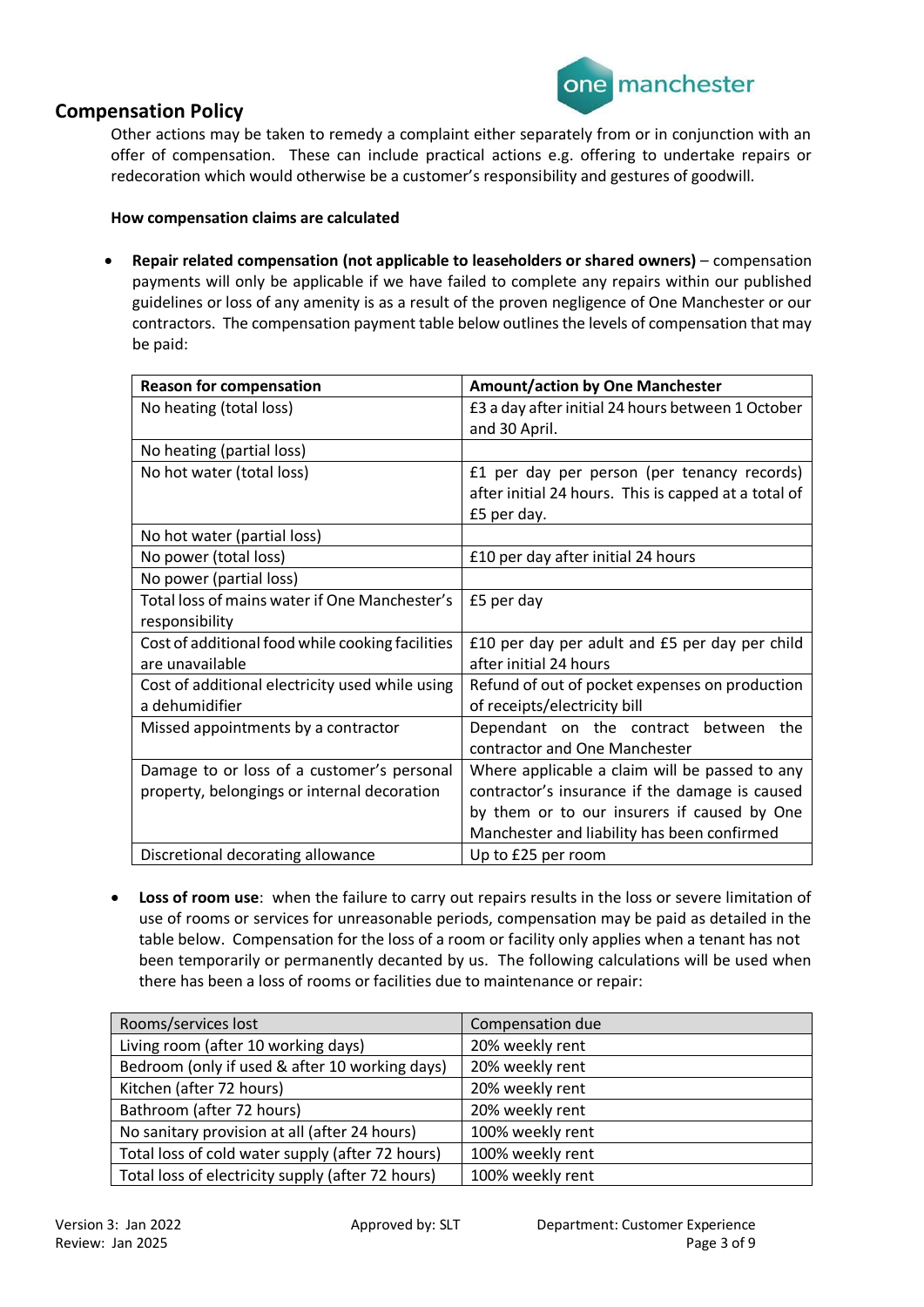## Compensation Policy

Other actions may be taken to remedy a complaint either separately from or in conjunction with an offer of compensation. These can include practical actions e.g. offering to undertake repairs or redecoration which would otherwise be a customer's responsibility and gestures of goodwill.

**How compensation claims are calculated**

- **Repair related compensation (not applicable to leaseholders or shared owners)** – compensation payments will only be applicable if we have failed to complete any repairs within our published guidelines or loss of any amenity is as a result of the proven negligence of One Manchester or our contractors. The compensation payment table below outlines the levels of compensation that may be paid:

| Reason for compensation | Amount/action by One Manchester |
|---|---|
| No heating (total loss) | £3 a day after initial 24 hours between 1 October and 30 April. |
| No heating (partial loss) | |
| No hot water (total loss) | £1 per day per person (per tenancy records) after initial 24 hours. This is capped at a total of £5 per day. |
| No hot water (partial loss) | |
| No power (total loss) | £10 per day after initial 24 hours |
| No power (partial loss) | |
| Total loss of mains water if One Manchester's responsibility | £5 per day |
| Cost of additional food while cooking facilities are unavailable | £10 per day per adult and £5 per day per child after initial 24 hours |
| Cost of additional electricity used while using a dehumidifier | Refund of out of pocket expenses on production of receipts/electricity bill |
| Missed appointments by a contractor | Dependant on the contract between the contractor and One Manchester |
| Damage to or loss of a customer's personal property, belongings or internal decoration | Where applicable a claim will be passed to any contractor's insurance if the damage is caused by them or to our insurers if caused by One Manchester and liability has been confirmed |
| Discretional decorating allowance | Up to £25 per room |

- **Loss of room use**: when the failure to carry out repairs results in the loss or severe limitation of use of rooms or services for unreasonable periods, compensation may be paid as detailed in the table below. Compensation for the loss of a room or facility only applies when a tenant has not been temporarily or permanently decanted by us. The following calculations will be used when there has been a loss of rooms or facilities due to maintenance or repair:

| Rooms/services lost | Compensation due |
|---|---|
| Living room (after 10 working days) | 20% weekly rent |
| Bedroom (only if used & after 10 working days) | 20% weekly rent |
| Kitchen (after 72 hours) | 20% weekly rent |
| Bathroom (after 72 hours) | 20% weekly rent |
| No sanitary provision at all (after 24 hours) | 100% weekly rent |
| Total loss of cold water supply (after 72 hours) | 100% weekly rent |
| Total loss of electricity supply (after 72 hours) | 100% weekly rent |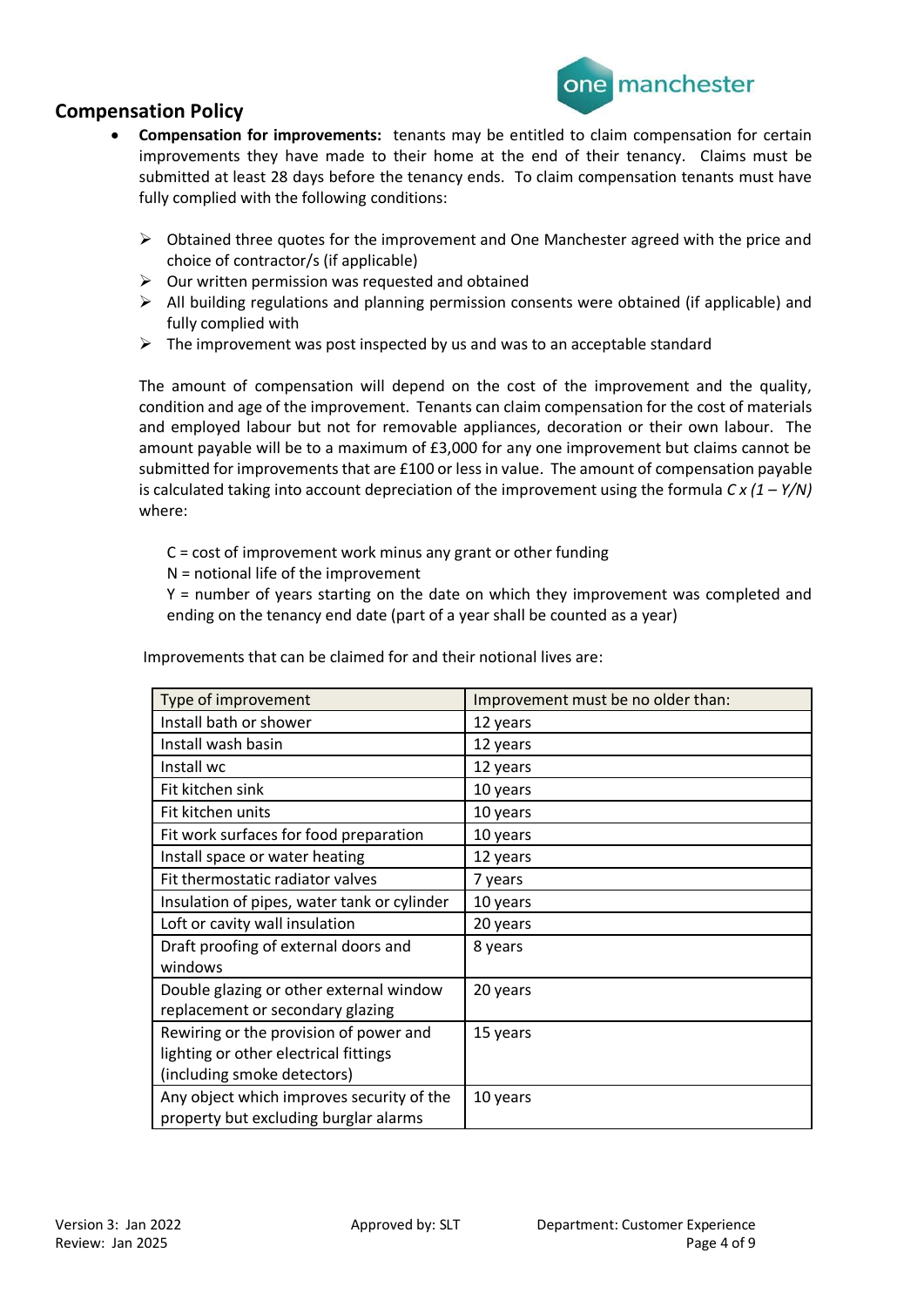## Compensation Policy

- **Compensation for improvements:** tenants may be entitled to claim compensation for certain improvements they have made to their home at the end of their tenancy. Claims must be submitted at least 28 days before the tenancy ends. To claim compensation tenants must have fully complied with the following conditions:

  - Obtained three quotes for the improvement and One Manchester agreed with the price and choice of contractor/s (if applicable)
  - Our written permission was requested and obtained
  - All building regulations and planning permission consents were obtained (if applicable) and fully complied with
  - The improvement was post inspected by us and was to an acceptable standard

  The amount of compensation will depend on the cost of the improvement and the quality, condition and age of the improvement. Tenants can claim compensation for the cost of materials and employed labour but not for removable appliances, decoration or their own labour. The amount payable will be to a maximum of £3,000 for any one improvement but claims cannot be submitted for improvements that are £100 or less in value. The amount of compensation payable is calculated taking into account depreciation of the improvement using the formula $C \times (1 - Y/N)$ where:

  C = cost of improvement work minus any grant or other funding
  N = notional life of the improvement
  Y = number of years starting on the date on which they improvement was completed and ending on the tenancy end date (part of a year shall be counted as a year)

  Improvements that can be claimed for and their notional lives are:

| Type of improvement | Improvement must be no older than: |
|---|---|
| Install bath or shower | 12 years |
| Install wash basin | 12 years |
| Install wc | 12 years |
| Fit kitchen sink | 10 years |
| Fit kitchen units | 10 years |
| Fit work surfaces for food preparation | 10 years |
| Install space or water heating | 12 years |
| Fit thermostatic radiator valves | 7 years |
| Insulation of pipes, water tank or cylinder | 10 years |
| Loft or cavity wall insulation | 20 years |
| Draft proofing of external doors and windows | 8 years |
| Double glazing or other external window replacement or secondary glazing | 20 years |
| Rewiring or the provision of power and lighting or other electrical fittings (including smoke detectors) | 15 years |
| Any object which improves security of the property but excluding burglar alarms | 10 years |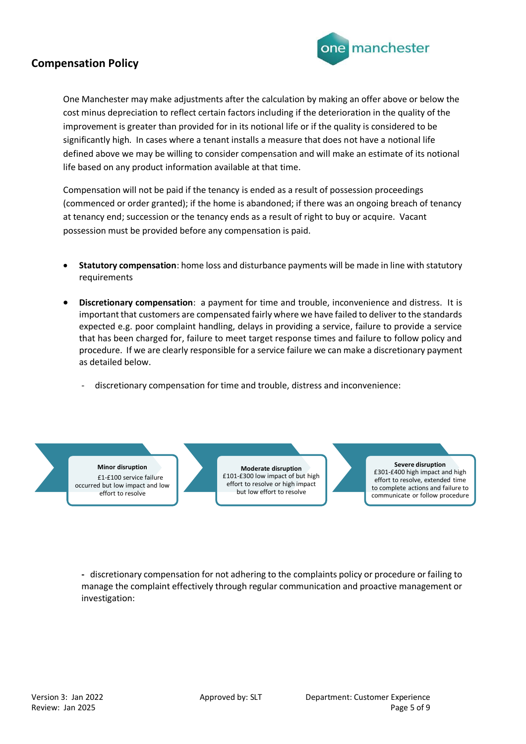## Compensation Policy

One Manchester may make adjustments after the calculation by making an offer above or below the cost minus depreciation to reflect certain factors including if the deterioration in the quality of the improvement is greater than provided for in its notional life or if the quality is considered to be significantly high. In cases where a tenant installs a measure that does not have a notional life defined above we may be willing to consider compensation and will make an estimate of its notional life based on any product information available at that time.

Compensation will not be paid if the tenancy is ended as a result of possession proceedings (commenced or order granted); if the home is abandoned; if there was an ongoing breach of tenancy at tenancy end; succession or the tenancy ends as a result of right to buy or acquire. Vacant possession must be provided before any compensation is paid.

- **Statutory compensation**: home loss and disturbance payments will be made in line with statutory requirements
- **Discretionary compensation**: a payment for time and trouble, inconvenience and distress. It is important that customers are compensated fairly where we have failed to deliver to the standards expected e.g. poor complaint handling, delays in providing a service, failure to provide a service that has been charged for, failure to meet target response times and failure to follow policy and procedure. If we are clearly responsible for a service failure we can make a discretionary payment as detailed below.
  - discretionary compensation for time and trouble, distress and inconvenience:

| Minor disruption | Moderate disruption | Severe disruption |
| --- | --- | --- |
| £1-£100 service failure occurred but low impact and low effort to resolve | £101-£300 low impact of but high effort to resolve or high impact but low effort to resolve | £301-£400 high impact and high effort to resolve, extended time to complete actions and failure to communicate or follow procedure |

- discretionary compensation for not adhering to the complaints policy or procedure or failing to manage the complaint effectively through regular communication and proactive management or investigation: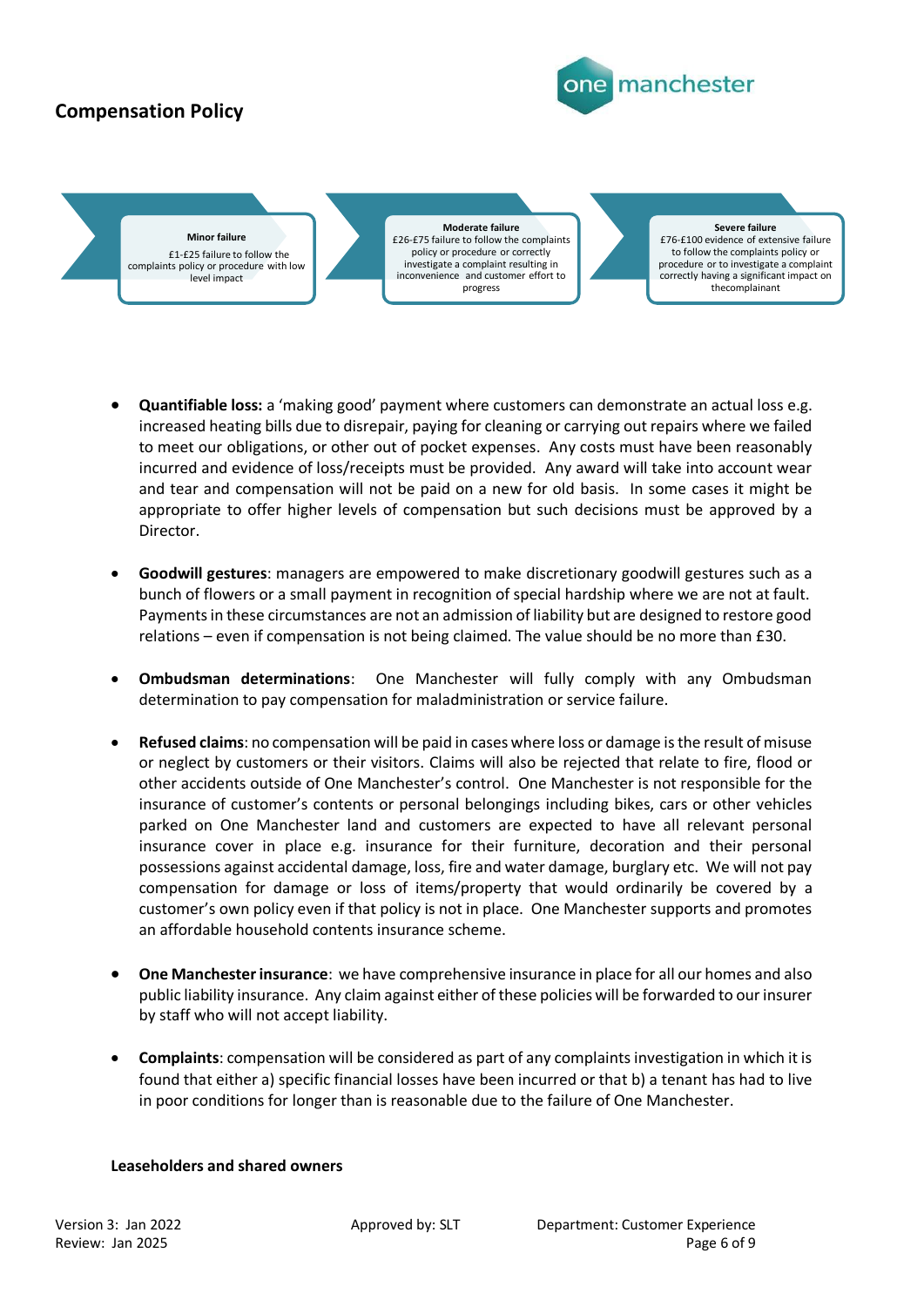## Compensation Policy

**Minor failure**
£1-£25 failure to follow the complaints policy or procedure with low level impact

**Moderate failure**
£26-£75 failure to follow the complaints policy or procedure or correctly investigate a complaint resulting in inconvenience and customer effort to progress

**Severe failure**
£76-£100 evidence of extensive failure to follow the complaints policy or procedure or to investigate a complaint correctly having a significant impact on thecomplainant

- **Quantifiable loss:** a 'making good' payment where customers can demonstrate an actual loss e.g. increased heating bills due to disrepair, paying for cleaning or carrying out repairs where we failed to meet our obligations, or other out of pocket expenses. Any costs must have been reasonably incurred and evidence of loss/receipts must be provided. Any award will take into account wear and tear and compensation will not be paid on a new for old basis. In some cases it might be appropriate to offer higher levels of compensation but such decisions must be approved by a Director.

- **Goodwill gestures**: managers are empowered to make discretionary goodwill gestures such as a bunch of flowers or a small payment in recognition of special hardship where we are not at fault. Payments in these circumstances are not an admission of liability but are designed to restore good relations – even if compensation is not being claimed. The value should be no more than £30.

- **Ombudsman determinations**: One Manchester will fully comply with any Ombudsman determination to pay compensation for maladministration or service failure.

- **Refused claims**: no compensation will be paid in cases where loss or damage is the result of misuse or neglect by customers or their visitors. Claims will also be rejected that relate to fire, flood or other accidents outside of One Manchester's control. One Manchester is not responsible for the insurance of customer's contents or personal belongings including bikes, cars or other vehicles parked on One Manchester land and customers are expected to have all relevant personal insurance cover in place e.g. insurance for their furniture, decoration and their personal possessions against accidental damage, loss, fire and water damage, burglary etc. We will not pay compensation for damage or loss of items/property that would ordinarily be covered by a customer's own policy even if that policy is not in place. One Manchester supports and promotes an affordable household contents insurance scheme.

- **One Manchester insurance**: we have comprehensive insurance in place for all our homes and also public liability insurance. Any claim against either of these policies will be forwarded to our insurer by staff who will not accept liability.

- **Complaints**: compensation will be considered as part of any complaints investigation in which it is found that either a) specific financial losses have been incurred or that b) a tenant has had to live in poor conditions for longer than is reasonable due to the failure of One Manchester.

**Leaseholders and shared owners**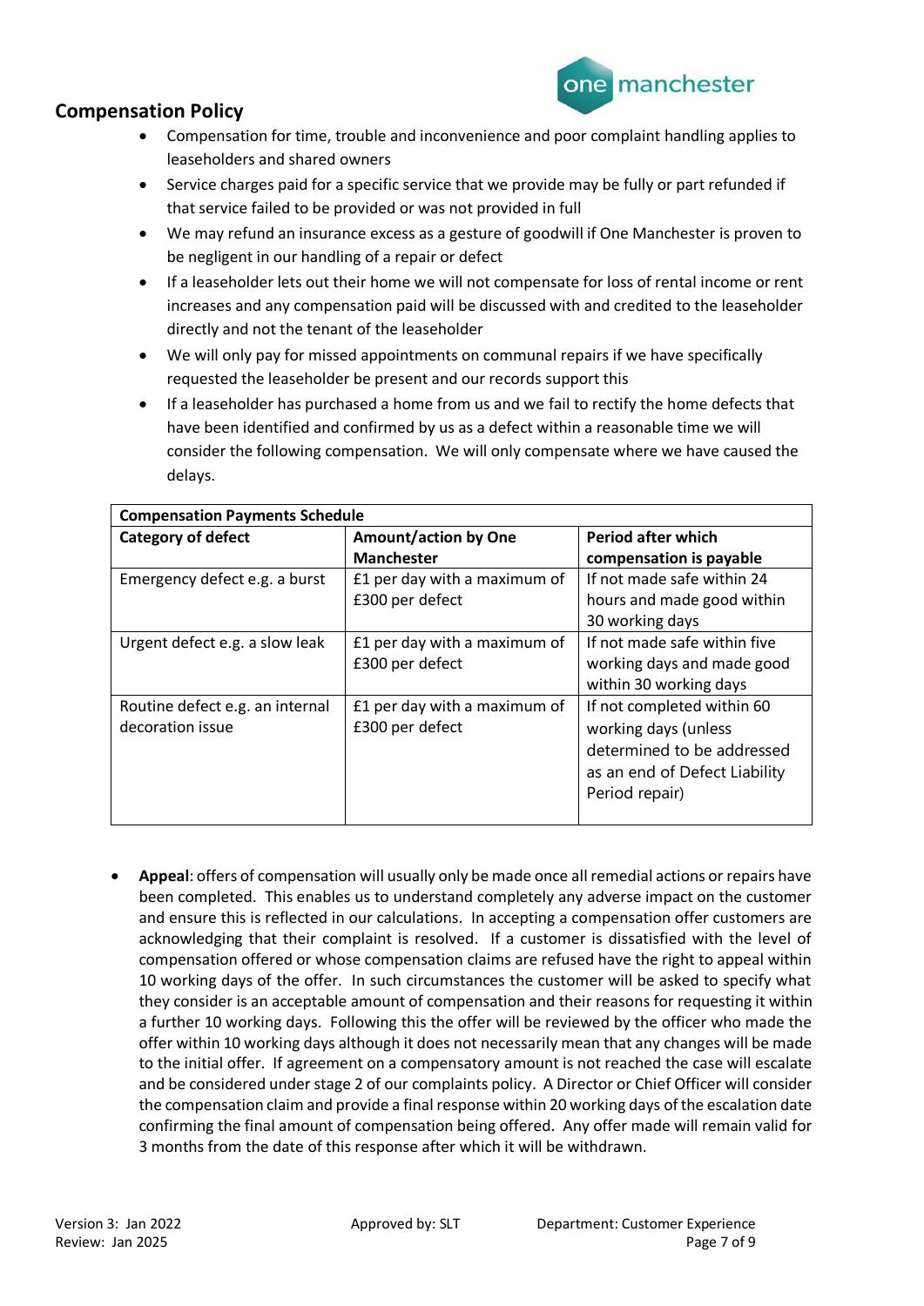## Compensation Policy

- Compensation for time, trouble and inconvenience and poor complaint handling applies to leaseholders and shared owners
- Service charges paid for a specific service that we provide may be fully or part refunded if that service failed to be provided or was not provided in full
- We may refund an insurance excess as a gesture of goodwill if One Manchester is proven to be negligent in our handling of a repair or defect
- If a leaseholder lets out their home we will not compensate for loss of rental income or rent increases and any compensation paid will be discussed with and credited to the leaseholder directly and not the tenant of the leaseholder
- We will only pay for missed appointments on communal repairs if we have specifically requested the leaseholder be present and our records support this
- If a leaseholder has purchased a home from us and we fail to rectify the home defects that have been identified and confirmed by us as a defect within a reasonable time we will consider the following compensation. We will only compensate where we have caused the delays.

| Compensation Payments Schedule | | |
|---|---|---|
| **Category of defect** | **Amount/action by One Manchester** | **Period after which compensation is payable** |
| Emergency defect e.g. a burst | £1 per day with a maximum of £300 per defect | If not made safe within 24 hours and made good within 30 working days |
| Urgent defect e.g. a slow leak | £1 per day with a maximum of £300 per defect | If not made safe within five working days and made good within 30 working days |
| Routine defect e.g. an internal decoration issue | £1 per day with a maximum of £300 per defect | If not completed within 60 working days (unless determined to be addressed as an end of Defect Liability Period repair) |

- **Appeal**: offers of compensation will usually only be made once all remedial actions or repairs have been completed. This enables us to understand completely any adverse impact on the customer and ensure this is reflected in our calculations. In accepting a compensation offer customers are acknowledging that their complaint is resolved. If a customer is dissatisfied with the level of compensation offered or whose compensation claims are refused have the right to appeal within 10 working days of the offer. In such circumstances the customer will be asked to specify what they consider is an acceptable amount of compensation and their reasons for requesting it within a further 10 working days. Following this the offer will be reviewed by the officer who made the offer within 10 working days although it does not necessarily mean that any changes will be made to the initial offer. If agreement on a compensatory amount is not reached the case will escalate and be considered under stage 2 of our complaints policy. A Director or Chief Officer will consider the compensation claim and provide a final response within 20 working days of the escalation date confirming the final amount of compensation being offered. Any offer made will remain valid for 3 months from the date of this response after which it will be withdrawn.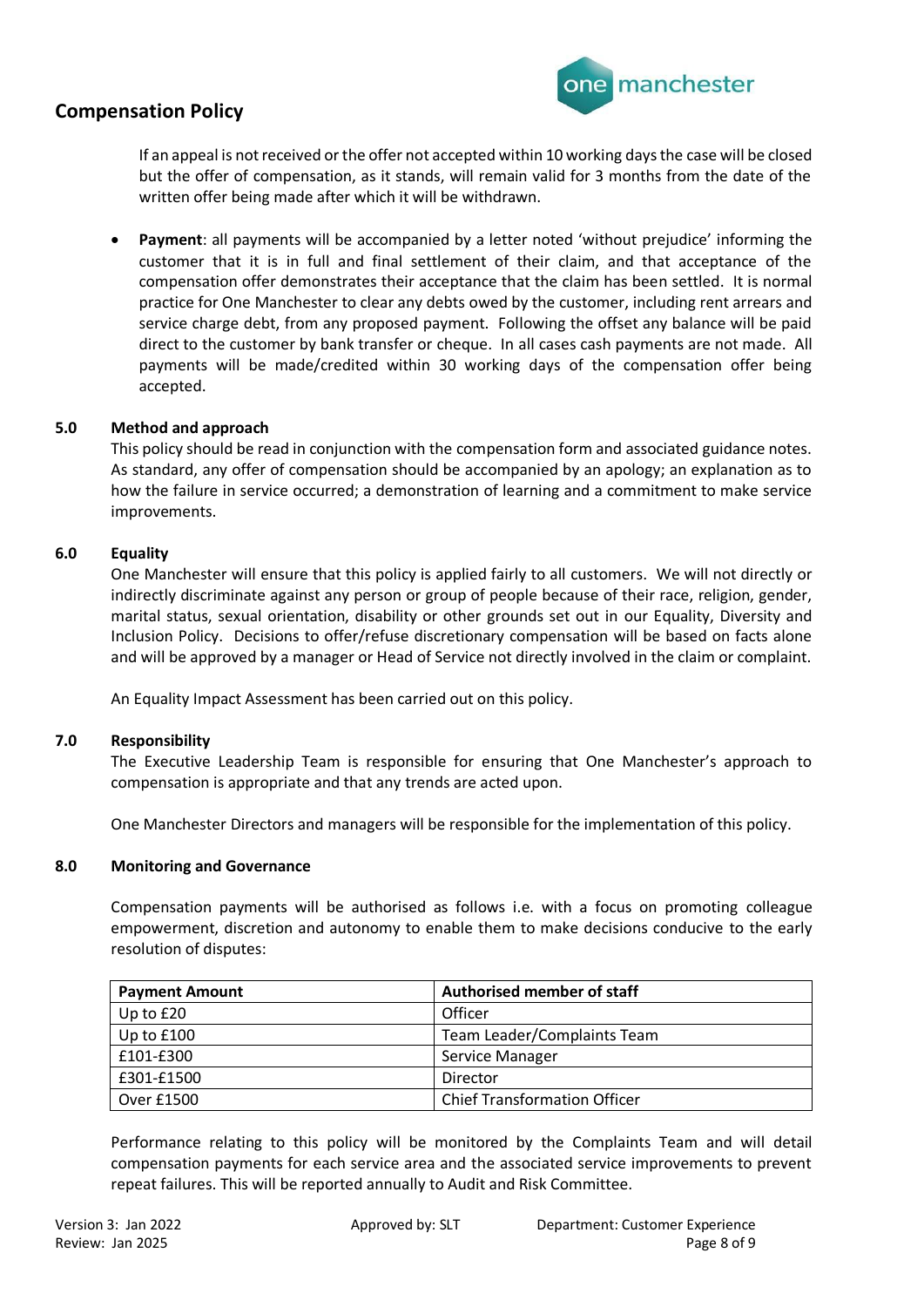If an appeal is not received or the offer not accepted within 10 working days the case will be closed but the offer of compensation, as it stands, will remain valid for 3 months from the date of the written offer being made after which it will be withdrawn.

- **Payment**: all payments will be accompanied by a letter noted 'without prejudice' informing the customer that it is in full and final settlement of their claim, and that acceptance of the compensation offer demonstrates their acceptance that the claim has been settled. It is normal practice for One Manchester to clear any debts owed by the customer, including rent arrears and service charge debt, from any proposed payment. Following the offset any balance will be paid direct to the customer by bank transfer or cheque. In all cases cash payments are not made. All payments will be made/credited within 30 working days of the compensation offer being accepted.

## 5.0 Method and approach

This policy should be read in conjunction with the compensation form and associated guidance notes. As standard, any offer of compensation should be accompanied by an apology; an explanation as to how the failure in service occurred; a demonstration of learning and a commitment to make service improvements.

## 6.0 Equality

One Manchester will ensure that this policy is applied fairly to all customers. We will not directly or indirectly discriminate against any person or group of people because of their race, religion, gender, marital status, sexual orientation, disability or other grounds set out in our Equality, Diversity and Inclusion Policy. Decisions to offer/refuse discretionary compensation will be based on facts alone and will be approved by a manager or Head of Service not directly involved in the claim or complaint.

An Equality Impact Assessment has been carried out on this policy.

## 7.0 Responsibility

The Executive Leadership Team is responsible for ensuring that One Manchester's approach to compensation is appropriate and that any trends are acted upon.

One Manchester Directors and managers will be responsible for the implementation of this policy.

## 8.0 Monitoring and Governance

Compensation payments will be authorised as follows i.e. with a focus on promoting colleague empowerment, discretion and autonomy to enable them to make decisions conducive to the early resolution of disputes:

| Payment Amount | Authorised member of staff |
|---|---|
| Up to £20 | Officer |
| Up to £100 | Team Leader/Complaints Team |
| £101-£300 | Service Manager |
| £301-£1500 | Director |
| Over £1500 | Chief Transformation Officer |

Performance relating to this policy will be monitored by the Complaints Team and will detail compensation payments for each service area and the associated service improvements to prevent repeat failures. This will be reported annually to Audit and Risk Committee.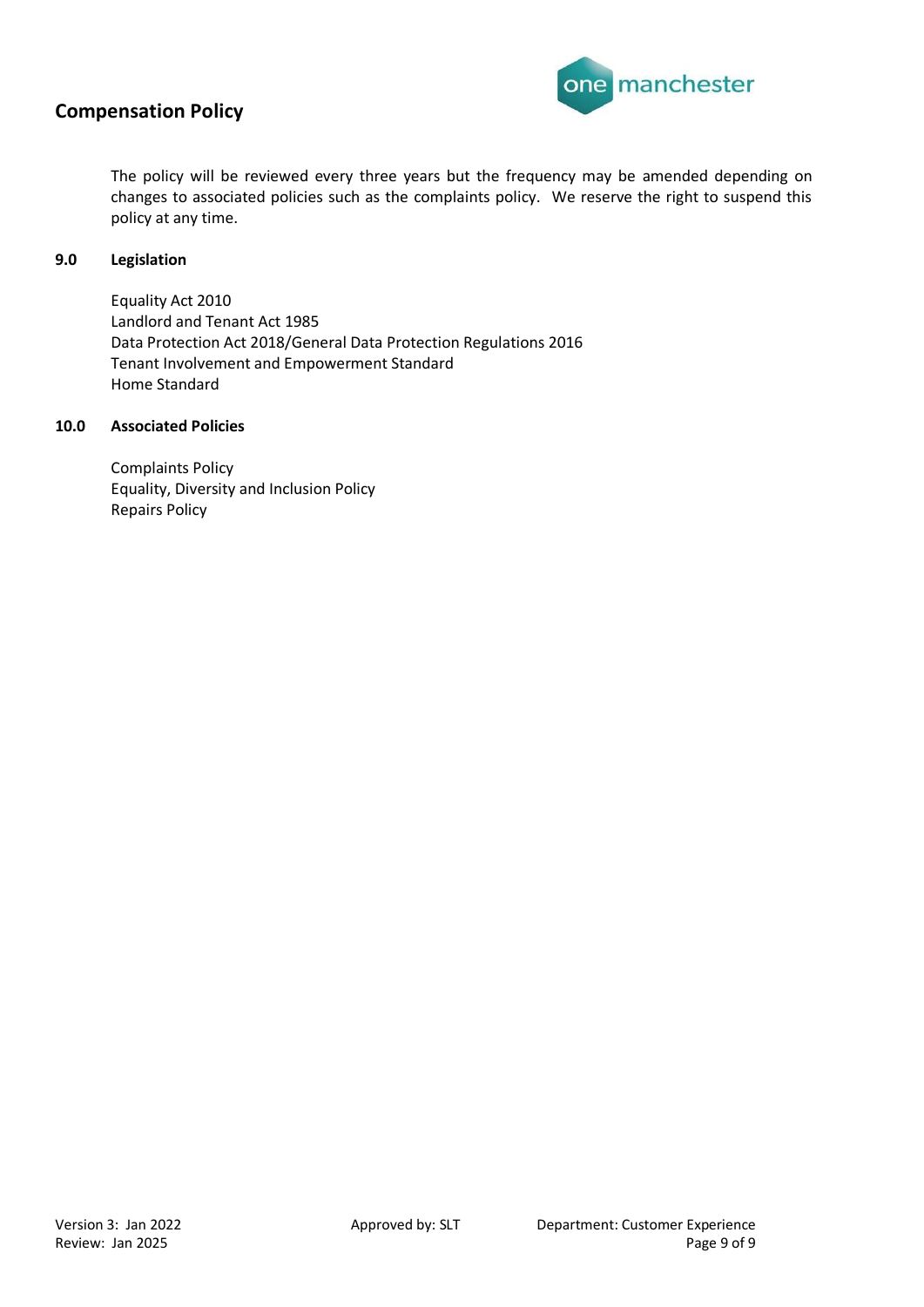The policy will be reviewed every three years but the frequency may be amended depending on changes to associated policies such as the complaints policy. We reserve the right to suspend this policy at any time.

## 9.0 Legislation

Equality Act 2010
Landlord and Tenant Act 1985
Data Protection Act 2018/General Data Protection Regulations 2016
Tenant Involvement and Empowerment Standard
Home Standard

## 10.0 Associated Policies

Complaints Policy
Equality, Diversity and Inclusion Policy
Repairs Policy